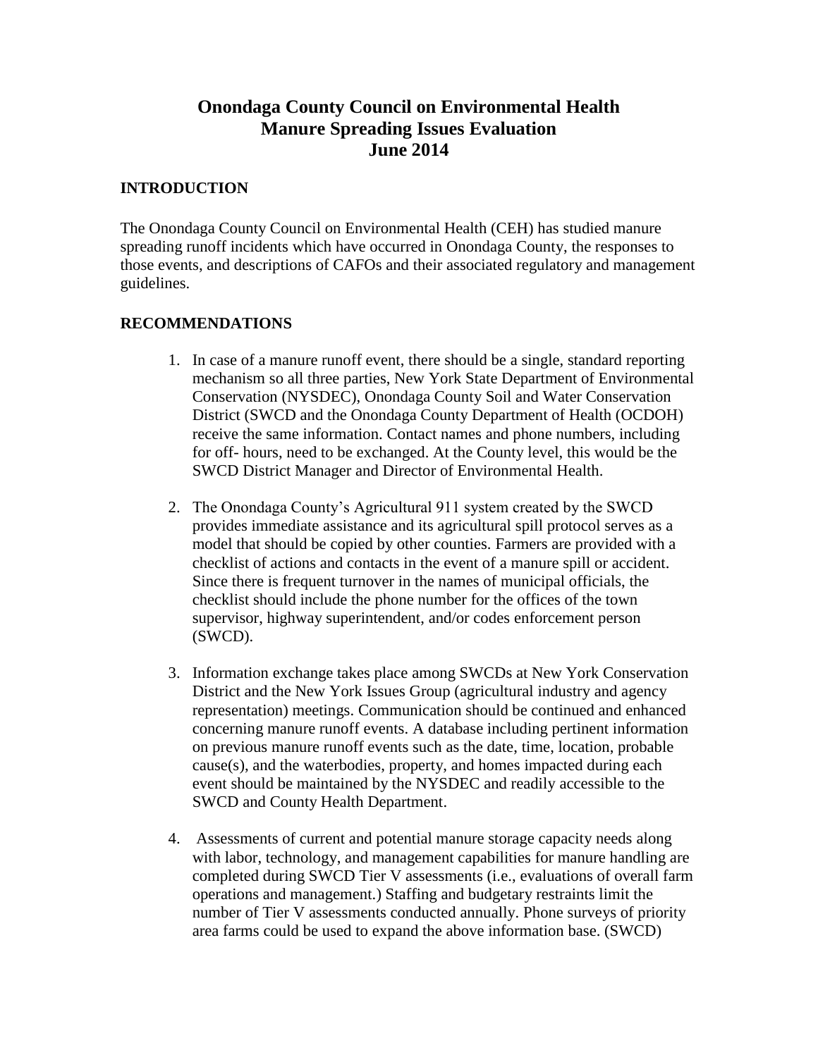# Onondaga County Council on Environmental Health
# Manure Spreading Issues Evaluation
# June 2014

## INTRODUCTION

The Onondaga County Council on Environmental Health (CEH) has studied manure spreading runoff incidents which have occurred in Onondaga County, the responses to those events, and descriptions of CAFOs and their associated regulatory and management guidelines.

## RECOMMENDATIONS

1. In case of a manure runoff event, there should be a single, standard reporting mechanism so all three parties, New York State Department of Environmental Conservation (NYSDEC), Onondaga County Soil and Water Conservation District (SWCD and the Onondaga County Department of Health (OCDOH) receive the same information. Contact names and phone numbers, including for off- hours, need to be exchanged. At the County level, this would be the SWCD District Manager and Director of Environmental Health.

2. The Onondaga County's Agricultural 911 system created by the SWCD provides immediate assistance and its agricultural spill protocol serves as a model that should be copied by other counties. Farmers are provided with a checklist of actions and contacts in the event of a manure spill or accident. Since there is frequent turnover in the names of municipal officials, the checklist should include the phone number for the offices of the town supervisor, highway superintendent, and/or codes enforcement person (SWCD).

3. Information exchange takes place among SWCDs at New York Conservation District and the New York Issues Group (agricultural industry and agency representation) meetings. Communication should be continued and enhanced concerning manure runoff events. A database including pertinent information on previous manure runoff events such as the date, time, location, probable cause(s), and the waterbodies, property, and homes impacted during each event should be maintained by the NYSDEC and readily accessible to the SWCD and County Health Department.

4. Assessments of current and potential manure storage capacity needs along with labor, technology, and management capabilities for manure handling are completed during SWCD Tier V assessments (i.e., evaluations of overall farm operations and management.) Staffing and budgetary restraints limit the number of Tier V assessments conducted annually. Phone surveys of priority area farms could be used to expand the above information base. (SWCD)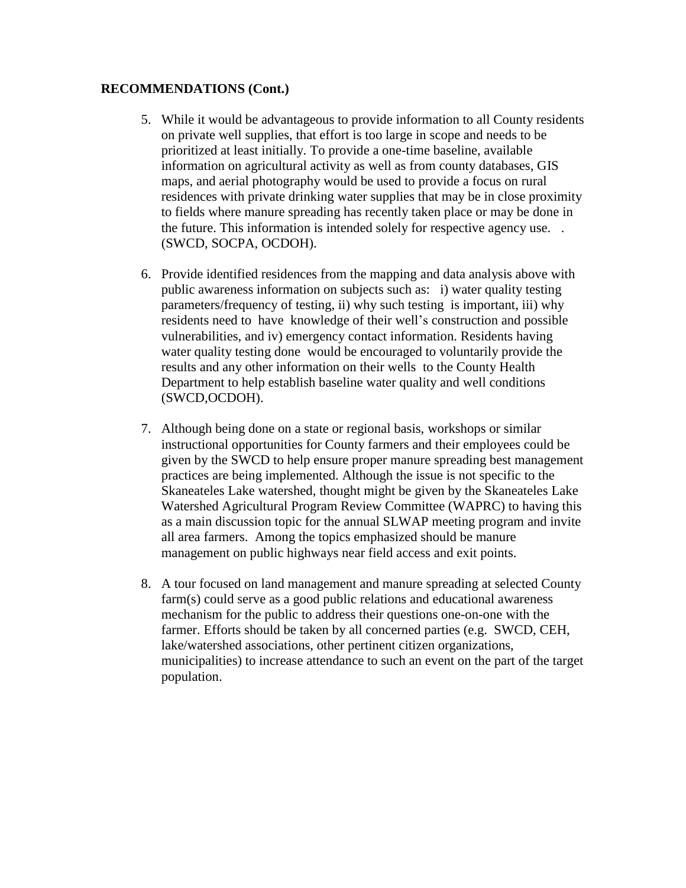**RECOMMENDATIONS (Cont.)**

5. While it would be advantageous to provide information to all County residents on private well supplies, that effort is too large in scope and needs to be prioritized at least initially. To provide a one-time baseline, available information on agricultural activity as well as from county databases, GIS maps, and aerial photography would be used to provide a focus on rural residences with private drinking water supplies that may be in close proximity to fields where manure spreading has recently taken place or may be done in the future. This information is intended solely for respective agency use. . (SWCD, SOCPA, OCDOH).

6. Provide identified residences from the mapping and data analysis above with public awareness information on subjects such as: i) water quality testing parameters/frequency of testing, ii) why such testing is important, iii) why residents need to have knowledge of their well's construction and possible vulnerabilities, and iv) emergency contact information. Residents having water quality testing done would be encouraged to voluntarily provide the results and any other information on their wells to the County Health Department to help establish baseline water quality and well conditions (SWCD,OCDOH).

7. Although being done on a state or regional basis, workshops or similar instructional opportunities for County farmers and their employees could be given by the SWCD to help ensure proper manure spreading best management practices are being implemented. Although the issue is not specific to the Skaneateles Lake watershed, thought might be given by the Skaneateles Lake Watershed Agricultural Program Review Committee (WAPRC) to having this as a main discussion topic for the annual SLWAP meeting program and invite all area farmers. Among the topics emphasized should be manure management on public highways near field access and exit points.

8. A tour focused on land management and manure spreading at selected County farm(s) could serve as a good public relations and educational awareness mechanism for the public to address their questions one-on-one with the farmer. Efforts should be taken by all concerned parties (e.g. SWCD, CEH, lake/watershed associations, other pertinent citizen organizations, municipalities) to increase attendance to such an event on the part of the target population.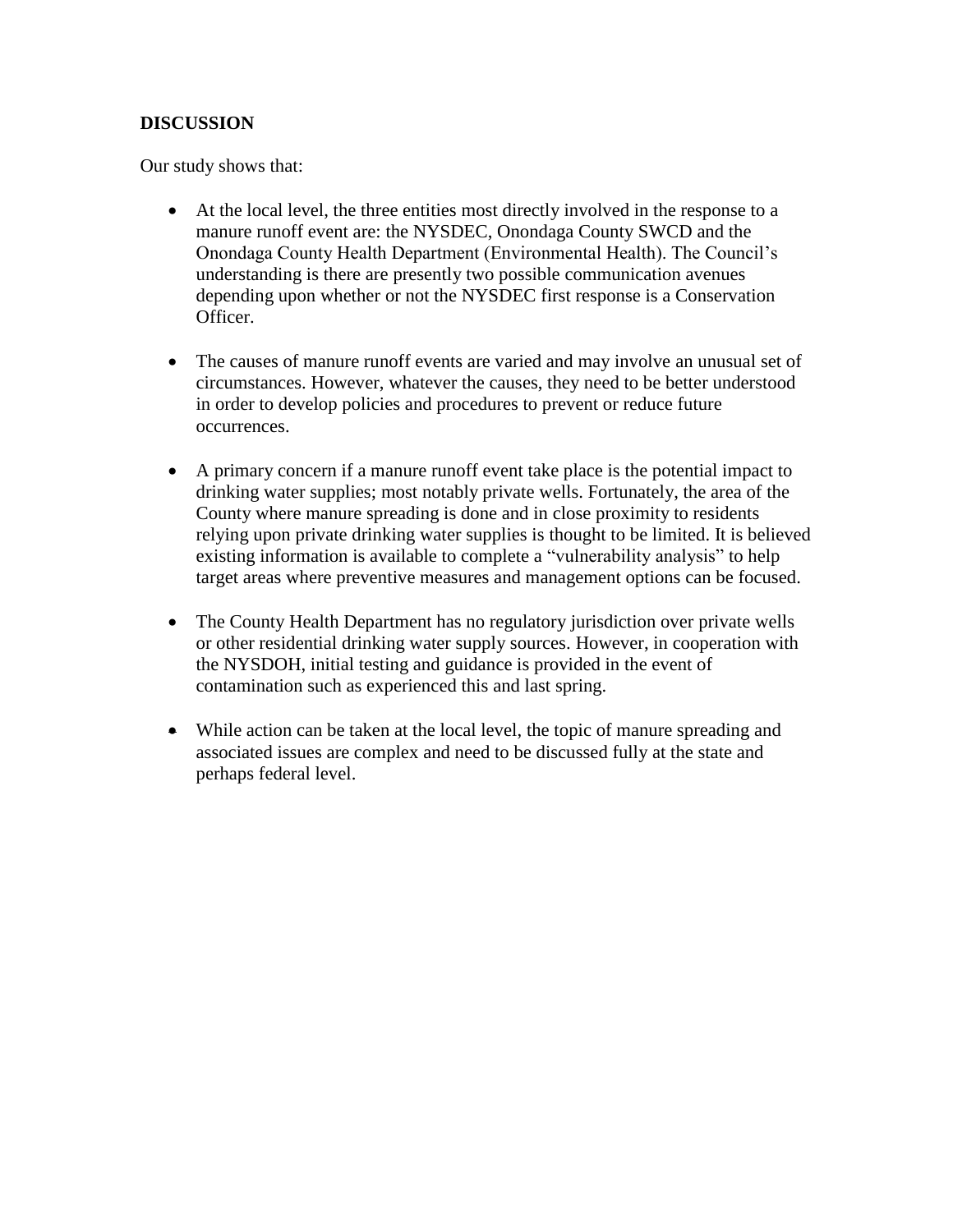**DISCUSSION**

Our study shows that:

- At the local level, the three entities most directly involved in the response to a manure runoff event are: the NYSDEC, Onondaga County SWCD and the Onondaga County Health Department (Environmental Health). The Council's understanding is there are presently two possible communication avenues depending upon whether or not the NYSDEC first response is a Conservation Officer.

- The causes of manure runoff events are varied and may involve an unusual set of circumstances. However, whatever the causes, they need to be better understood in order to develop policies and procedures to prevent or reduce future occurrences.

- A primary concern if a manure runoff event take place is the potential impact to drinking water supplies; most notably private wells. Fortunately, the area of the County where manure spreading is done and in close proximity to residents relying upon private drinking water supplies is thought to be limited. It is believed existing information is available to complete a "vulnerability analysis" to help target areas where preventive measures and management options can be focused.

- The County Health Department has no regulatory jurisdiction over private wells or other residential drinking water supply sources. However, in cooperation with the NYSDOH, initial testing and guidance is provided in the event of contamination such as experienced this and last spring.

- While action can be taken at the local level, the topic of manure spreading and associated issues are complex and need to be discussed fully at the state and perhaps federal level.